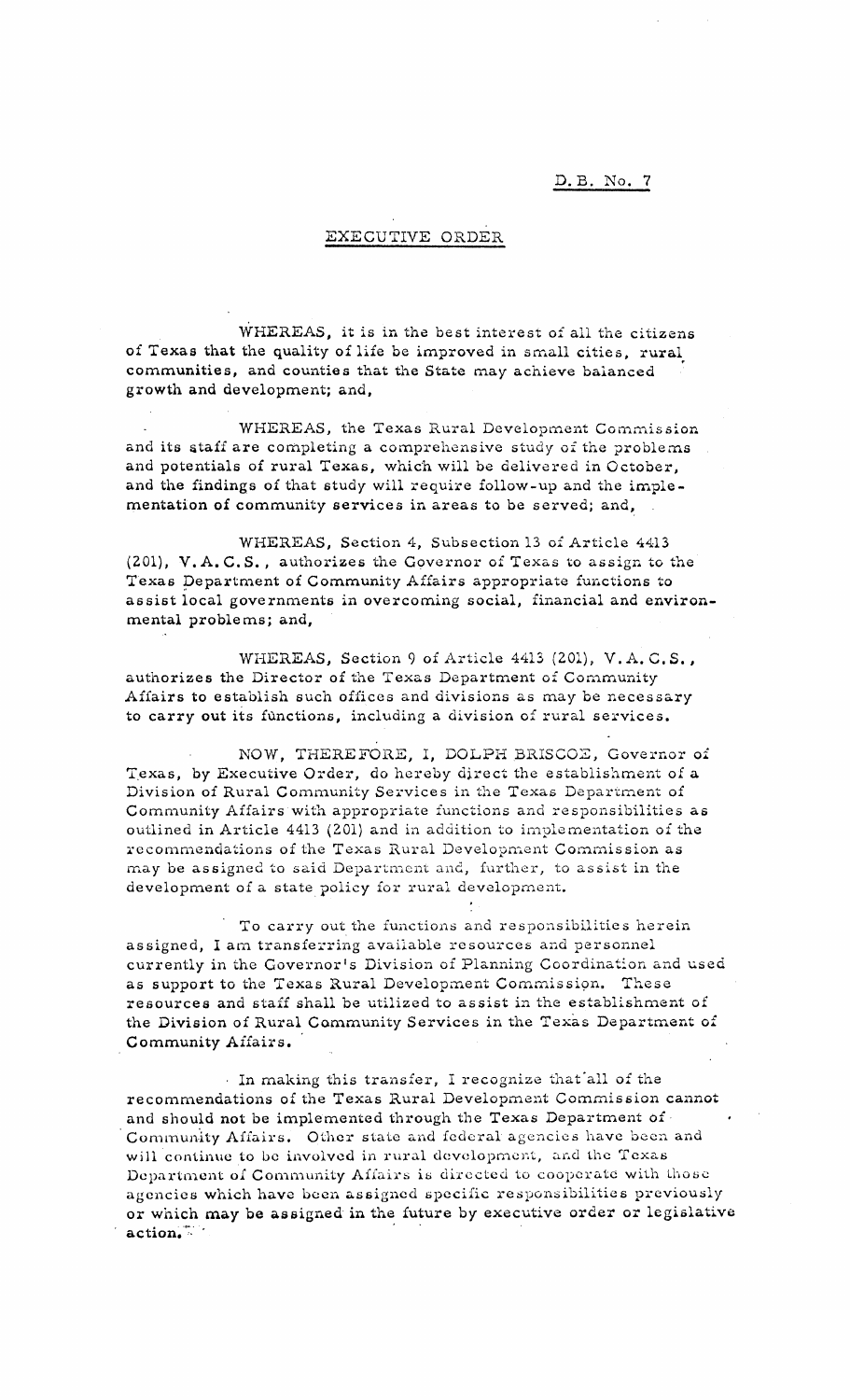D. B. No. 7

# EXECUTIVE ORDER

WHEREAS, it is in the best interest of all the citizens of Texas that the quality of life be improved in small cities, rural communities, and counties that the State may achieve balanced growth and development; and,

WHEREAS, the Texas Rural Development Commission and its staff are completing a comprehensive study of the problems and potentials of rural Texas, which will be delivered in October, and the findings of that study will require follow-up and the implementation of community services in areas to be served; and,

WHEREAS, Section 4, Subsection 13 of Article 4413 (201), V.A.C.S., authorizes the Governor of Texas to assign to the Texas Department of Community Affairs appropriate functions to assist local governments in overcoming social, financial and environmental problems; and,

WHEREAS, Section 9 of Article 4413 (201), V.A.C.S., authorizes the Director of the Texas Department of Community Affairs to establish such offices and divisions as may be necessary to carry out its functions, including a division of rural services.

NOW, THEREFORE, I, DOLPH BRISCOE, Governor of Texas, by Executive Order, do hereby direct the establishment of a Division of Rural Community Services in the Texas Department of Community Affairs with appropriate functions and responsibilities as outlined in Article 4413 (201) and in addition to implementation of the recommendations of the Texas Rural Development Commission as may be assigned to said Department and, further, to assist in the development of a state policy for rural development.

To carry out the functions and responsibilities herein assigned, I am transferring available resources and personnel currently in the Governor's Division of Planning Coordination and used as support to the Texas Rural Development Commission. These resources and staff shall be utilized to assist in the establishment of the Division of Rural Community Services in the Texas Department of Community Affairs.

In making this transfer, I recognize that all of the recommendations of the Texas Rural Development Commission cannot and should not be implemented through the Texas Department of Community Affairs. Other state and federal agencies have been and will continue to be involved in rural development, and the Texas Department of Community Affairs is directed to cooperate with those agencies which have been assigned specific responsibilities previously or which may be assigned in the future by executive order or legislative action.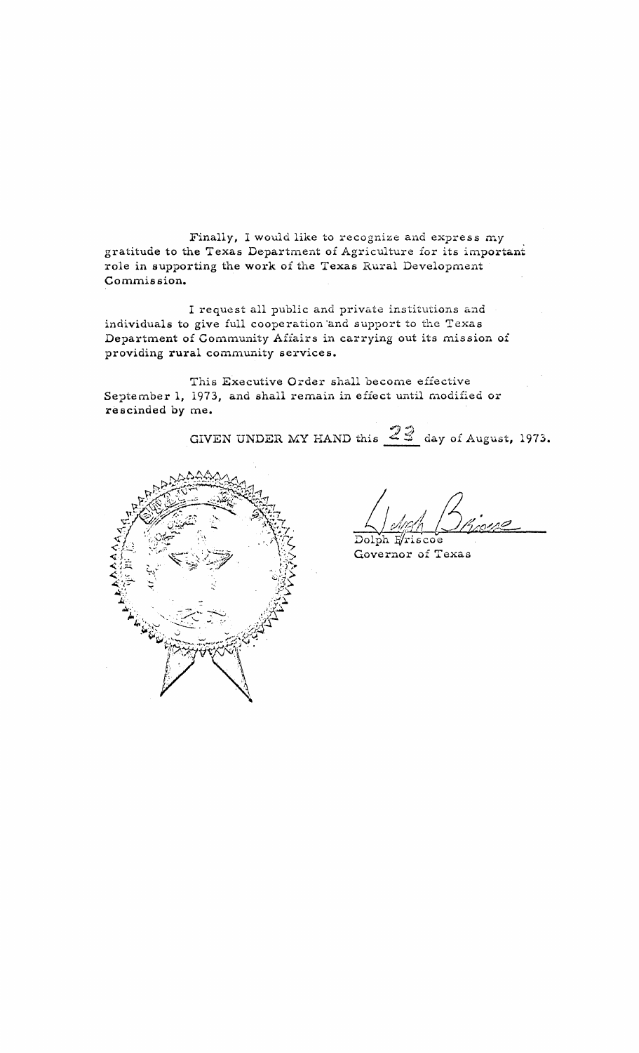Finally, I would like to recognize and express my gratitude to the Texas Department of Agriculture for its important role in supporting the work of the Texas Rural Development Commission.

I request all public and private institutions and individuals to give full cooperation and support to the Texas Department of Community Affairs in carrying out its mission of providing rural community services.

This Executive Order shall become effective September 1, 1973, and shall remain in effect until modified or rescinded by me.

GIVEN UNDER MY HAND this 22 day of August, 1973.

Dolph Briscoe
Governor of Texas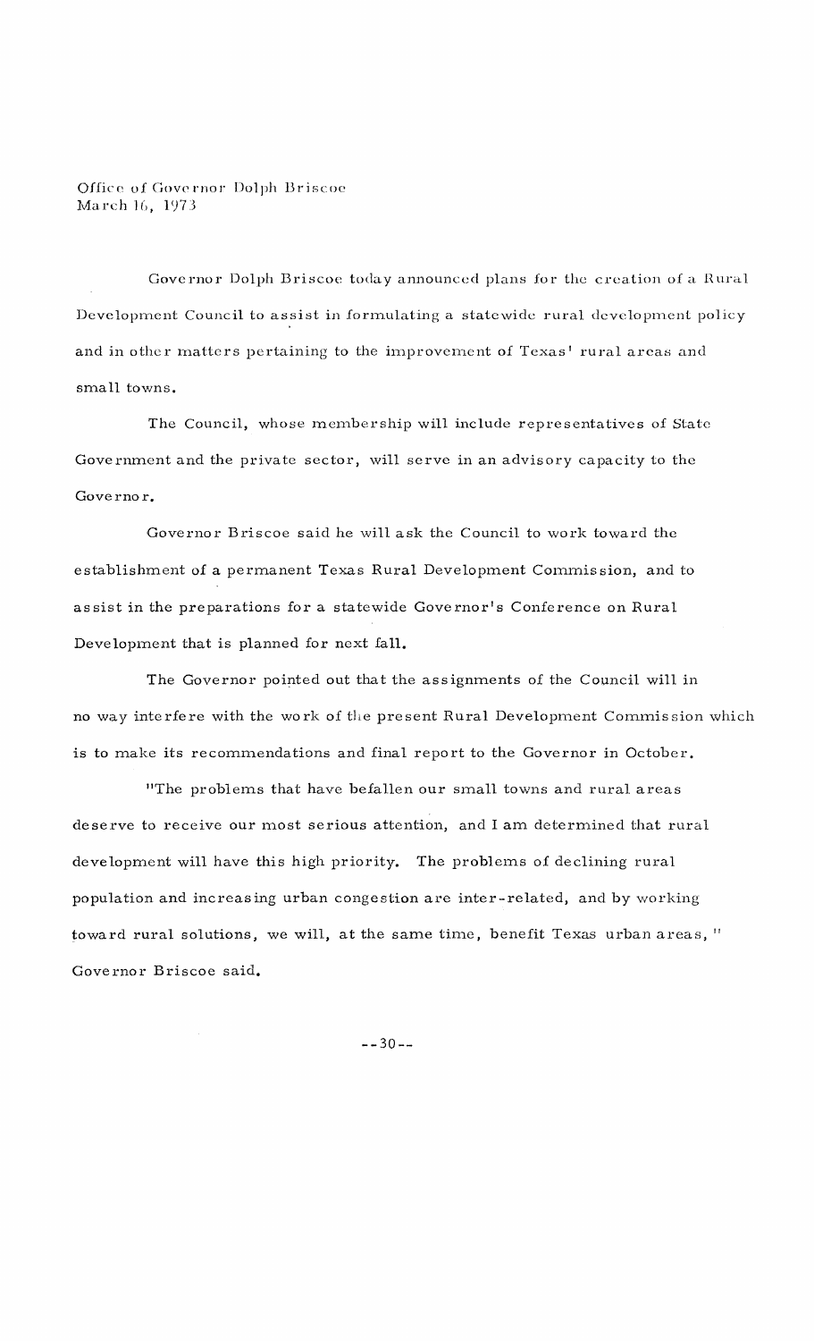Office of Governor Dolph Briscoe
March 16, 1973

Governor Dolph Briscoe today announced plans for the creation of a Rural Development Council to assist in formulating a statewide rural development policy and in other matters pertaining to the improvement of Texas' rural areas and small towns.

The Council, whose membership will include representatives of State Government and the private sector, will serve in an advisory capacity to the Governor.

Governor Briscoe said he will ask the Council to work toward the establishment of a permanent Texas Rural Development Commission, and to assist in the preparations for a statewide Governor's Conference on Rural Development that is planned for next fall.

The Governor pointed out that the assignments of the Council will in no way interfere with the work of the present Rural Development Commission which is to make its recommendations and final report to the Governor in October.

"The problems that have befallen our small towns and rural areas deserve to receive our most serious attention, and I am determined that rural development will have this high priority. The problems of declining rural population and increasing urban congestion are inter-related, and by working toward rural solutions, we will, at the same time, benefit Texas urban areas," Governor Briscoe said.

--30--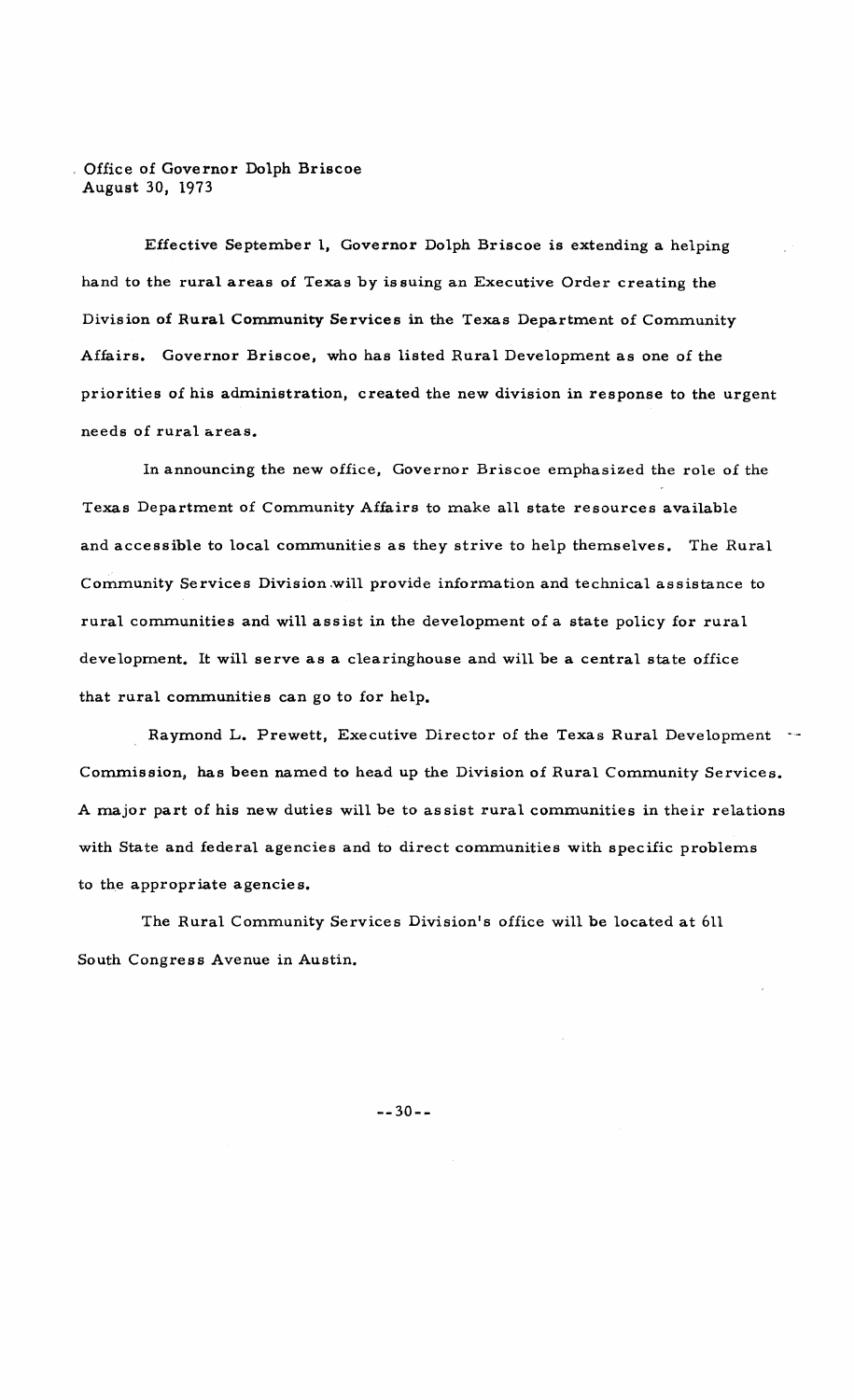Office of Governor Dolph Briscoe
August 30, 1973

Effective September 1, Governor Dolph Briscoe is extending a helping hand to the rural areas of Texas by issuing an Executive Order creating the Division of Rural Community Services in the Texas Department of Community Affairs. Governor Briscoe, who has listed Rural Development as one of the priorities of his administration, created the new division in response to the urgent needs of rural areas.

In announcing the new office, Governor Briscoe emphasized the role of the Texas Department of Community Affairs to make all state resources available and accessible to local communities as they strive to help themselves. The Rural Community Services Division will provide information and technical assistance to rural communities and will assist in the development of a state policy for rural development. It will serve as a clearinghouse and will be a central state office that rural communities can go to for help.

Raymond L. Prewett, Executive Director of the Texas Rural Development Commission, has been named to head up the Division of Rural Community Services. A major part of his new duties will be to assist rural communities in their relations with State and federal agencies and to direct communities with specific problems to the appropriate agencies.

The Rural Community Services Division's office will be located at 611 South Congress Avenue in Austin.

--30--